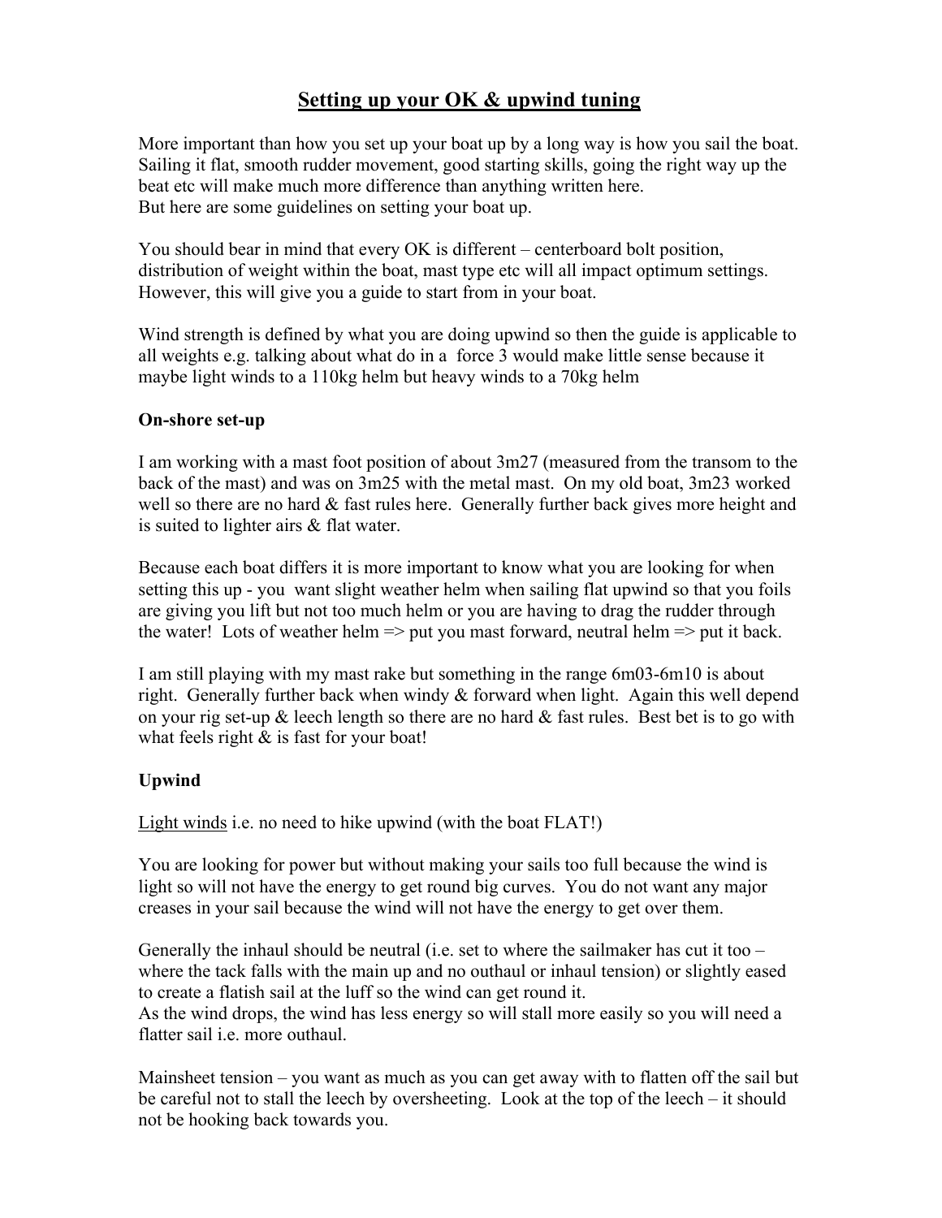# Setting up your OK & upwind tuning

More important than how you set up your boat up by a long way is how you sail the boat. Sailing it flat, smooth rudder movement, good starting skills, going the right way up the beat etc will make much more difference than anything written here.
But here are some guidelines on setting your boat up.

You should bear in mind that every OK is different – centerboard bolt position, distribution of weight within the boat, mast type etc will all impact optimum settings. However, this will give you a guide to start from in your boat.

Wind strength is defined by what you are doing upwind so then the guide is applicable to all weights e.g. talking about what do in a force 3 would make little sense because it maybe light winds to a 110kg helm but heavy winds to a 70kg helm

**On-shore set-up**

I am working with a mast foot position of about 3m27 (measured from the transom to the back of the mast) and was on 3m25 with the metal mast. On my old boat, 3m23 worked well so there are no hard & fast rules here. Generally further back gives more height and is suited to lighter airs & flat water.

Because each boat differs it is more important to know what you are looking for when setting this up - you want slight weather helm when sailing flat upwind so that you foils are giving you lift but not too much helm or you are having to drag the rudder through the water! Lots of weather helm => put you mast forward, neutral helm => put it back.

I am still playing with my mast rake but something in the range 6m03-6m10 is about right. Generally further back when windy & forward when light. Again this well depend on your rig set-up & leech length so there are no hard & fast rules. Best bet is to go with what feels right & is fast for your boat!

**Upwind**

Light winds i.e. no need to hike upwind (with the boat FLAT!)

You are looking for power but without making your sails too full because the wind is light so will not have the energy to get round big curves. You do not want any major creases in your sail because the wind will not have the energy to get over them.

Generally the inhaul should be neutral (i.e. set to where the sailmaker has cut it too – where the tack falls with the main up and no outhaul or inhaul tension) or slightly eased to create a flatish sail at the luff so the wind can get round it.
As the wind drops, the wind has less energy so will stall more easily so you will need a flatter sail i.e. more outhaul.

Mainsheet tension – you want as much as you can get away with to flatten off the sail but be careful not to stall the leech by oversheeting. Look at the top of the leech – it should not be hooking back towards you.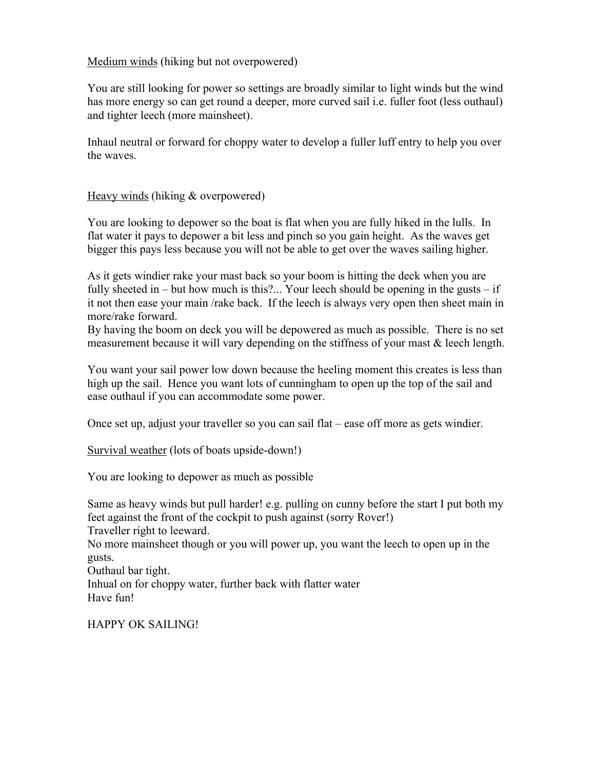Medium winds (hiking but not overpowered)

You are still looking for power so settings are broadly similar to light winds but the wind has more energy so can get round a deeper, more curved sail i.e. fuller foot (less outhaul) and tighter leech (more mainsheet).

Inhaul neutral or forward for choppy water to develop a fuller luff entry to help you over the waves.

Heavy winds (hiking & overpowered)

You are looking to depower so the boat is flat when you are fully hiked in the lulls. In flat water it pays to depower a bit less and pinch so you gain height. As the waves get bigger this pays less because you will not be able to get over the waves sailing higher.

As it gets windier rake your mast back so your boom is hitting the deck when you are fully sheeted in – but how much is this?... Your leech should be opening in the gusts – if it not then ease your main /rake back. If the leech is always very open then sheet main in more/rake forward.
By having the boom on deck you will be depowered as much as possible. There is no set measurement because it will vary depending on the stiffness of your mast & leech length.

You want your sail power low down because the heeling moment this creates is less than high up the sail. Hence you want lots of cunningham to open up the top of the sail and ease outhaul if you can accommodate some power.

Once set up, adjust your traveller so you can sail flat – ease off more as gets windier.

Survival weather (lots of boats upside-down!)

You are looking to depower as much as possible

Same as heavy winds but pull harder! e.g. pulling on cunny before the start I put both my feet against the front of the cockpit to push against (sorry Rover!)
Traveller right to leeward.
No more mainsheet though or you will power up, you want the leech to open up in the gusts.
Outhaul bar tight.
Inhual on for choppy water, further back with flatter water
Have fun!

HAPPY OK SAILING!